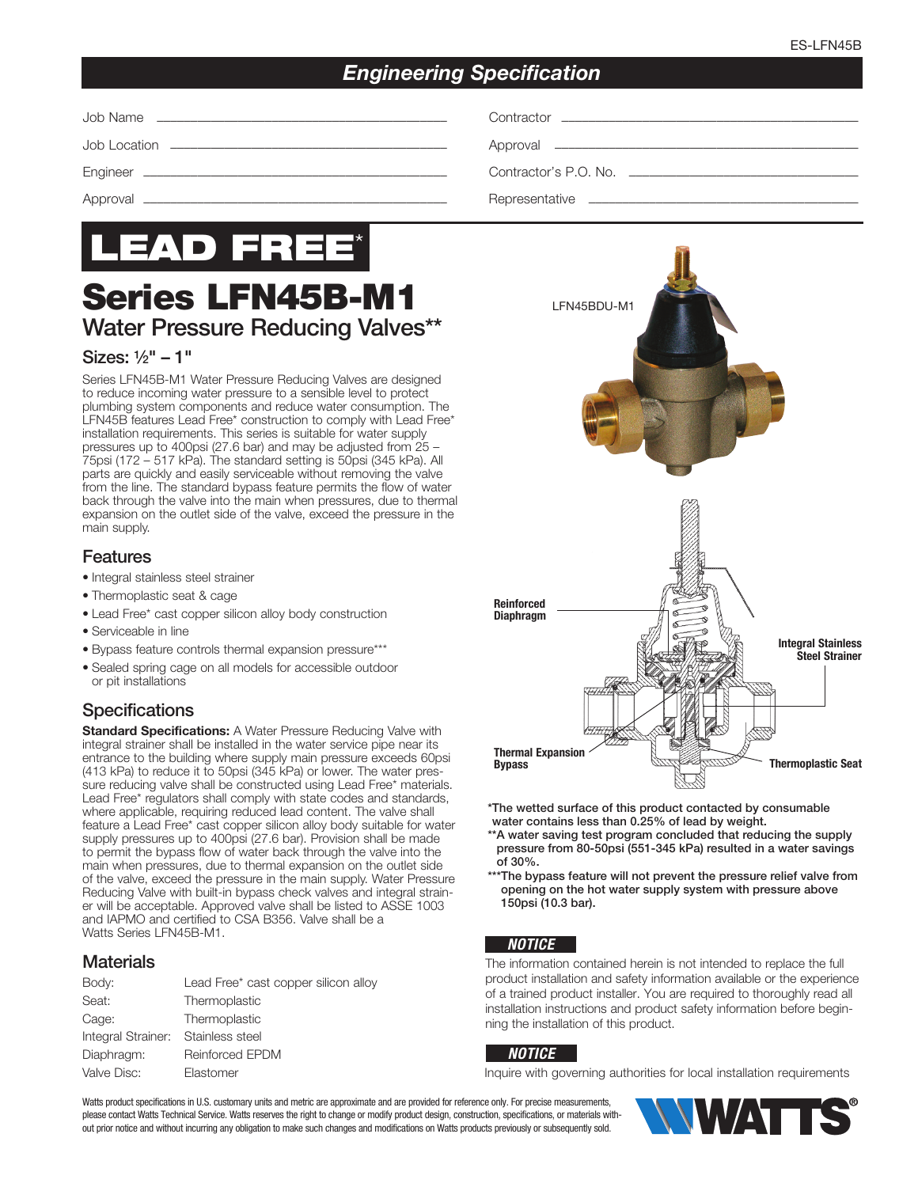# Engineering Specification

Job Name \_\_\_\_\_\_\_\_\_\_\_\_\_\_\_\_\_\_\_\_ Contractor \_\_\_\_\_\_\_\_\_\_\_\_\_\_\_\_\_\_\_\_

Job Location \_\_\_\_\_\_\_\_\_\_\_\_\_\_\_\_\_\_\_\_ Approval \_\_\_\_\_\_\_\_\_\_\_\_\_\_\_\_\_\_\_\_

Engineer \_\_\_\_\_\_\_\_\_\_\_\_\_\_\_\_\_\_\_\_ Contractor's P.O. No. \_\_\_\_\_\_\_\_\_\_\_\_\_\_\_\_\_\_\_\_

Approval \_\_\_\_\_\_\_\_\_\_\_\_\_\_\_\_\_\_\_\_ Representative \_\_\_\_\_\_\_\_\_\_\_\_\_\_\_\_\_\_\_\_

**LEAD FREE***

# Series LFN45B-M1

## Water Pressure Reducing Valves**

### Sizes: ½" – 1"

Series LFN45B-M1 Water Pressure Reducing Valves are designed to reduce incoming water pressure to a sensible level to protect plumbing system components and reduce water consumption. The LFN45B features Lead Free* construction to comply with Lead Free* installation requirements. This series is suitable for water supply pressures up to 400psi (27.6 bar) and may be adjusted from 25 – 75psi (172 – 517 kPa). The standard setting is 50psi (345 kPa). All parts are quickly and easily serviceable without removing the valve from the line. The standard bypass feature permits the flow of water back through the valve into the main when pressures, due to thermal expansion on the outlet side of the valve, exceed the pressure in the main supply.

LFN45BDU-M1

Reinforced Diaphragm

Integral Stainless Steel Strainer

Thermal Expansion Bypass

Thermoplastic Seat

## Features

- Integral stainless steel strainer
- Thermoplastic seat & cage
- Lead Free* cast copper silicon alloy body construction
- Serviceable in line
- Bypass feature controls thermal expansion pressure***
- Sealed spring cage on all models for accessible outdoor or pit installations

## Specifications

**Standard Specifications:** A Water Pressure Reducing Valve with integral strainer shall be installed in the water service pipe near its entrance to the building where supply main pressure exceeds 60psi (413 kPa) to reduce it to 50psi (345 kPa) or lower. The water pressure reducing valve shall be constructed using Lead Free* materials. Lead Free* regulators shall comply with state codes and standards, where applicable, requiring reduced lead content. The valve shall feature a Lead Free* cast copper silicon alloy body suitable for water supply pressures up to 400psi (27.6 bar). Provision shall be made to permit the bypass flow of water back through the valve into the main when pressures, due to thermal expansion on the outlet side of the valve, exceed the pressure in the main supply. Water Pressure Reducing Valve with built-in bypass check valves and integral strainer will be acceptable. Approved valve shall be listed to ASSE 1003 and IAPMO and certified to CSA B356. Valve shall be a Watts Series LFN45B-M1.

## Materials

| | |
|---|---|
| Body: | Lead Free* cast copper silicon alloy |
| Seat: | Thermoplastic |
| Cage: | Thermoplastic |
| Integral Strainer: | Stainless steel |
| Diaphragm: | Reinforced EPDM |
| Valve Disc: | Elastomer |

**\*The wetted surface of this product contacted by consumable water contains less than 0.25% of lead by weight.**

**\*\*A water saving test program concluded that reducing the supply pressure from 80-50psi (551-345 kPa) resulted in a water savings of 30%.**

**\*\*\*The bypass feature will not prevent the pressure relief valve from opening on the hot water supply system with pressure above 150psi (10.3 bar).**

***NOTICE***

The information contained herein is not intended to replace the full product installation and safety information available or the experience of a trained product installer. You are required to thoroughly read all installation instructions and product safety information before beginning the installation of this product.

***NOTICE***

Inquire with governing authorities for local installation requirements

Watts product specifications in U.S. customary units and metric are approximate and are provided for reference only. For precise measurements, please contact Watts Technical Service. Watts reserves the right to change or modify product design, construction, specifications, or materials without prior notice and without incurring any obligation to make such changes and modifications on Watts products previously or subsequently sold.

WATTS®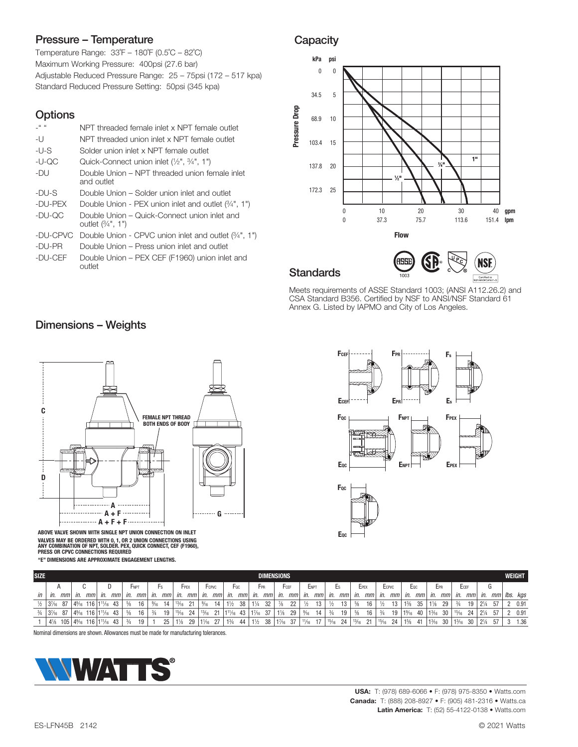## Pressure – Temperature

Temperature Range: 33°F – 180°F (0.5°C – 82°C)
Maximum Working Pressure: 400psi (27.6 bar)
Adjustable Reduced Pressure Range: 25 – 75psi (172 – 517 kpa)
Standard Reduced Pressure Setting: 50psi (345 kpa)

## Options

| | |
|---|---|
| -" " | NPT threaded female inlet x NPT female outlet |
| -U | NPT threaded union inlet x NPT female outlet |
| -U-S | Solder union inlet x NPT female outlet |
| -U-QC | Quick-Connect union inlet (½", ¾", 1") |
| -DU | Double Union – NPT threaded union female inlet and outlet |
| -DU-S | Double Union – Solder union inlet and outlet |
| -DU-PEX | Double Union - PEX union inlet and outlet (¾", 1") |
| -DU-QC | Double Union – Quick-Connect union inlet and outlet (¾", 1") |
| -DU-CPVC | Double Union - CPVC union inlet and outlet (¾", 1") |
| -DU-PR | Double Union – Press union inlet and outlet |
| -DU-CEF | Double Union – PEX CEF (F1960) union inlet and outlet |

## Capacity

kPa psi
0 0
34.5 5
68.9 10
103.4 15
137.8 20
172.3 25

Pressure Drop

½"
¾"
1"

0 10 20 30 40 gpm
0 37.3 75.7 113.6 151.4 lpm

Flow

## Standards

ASSE 1003

Certified to NSF/ANSI/CAN 61-G

Meets requirements of ASSE Standard 1003; (ANSI A112.26.2) and CSA Standard B356. Certified by NSF to ANSI/NSF Standard 61 Annex G. Listed by IAPMO and City of Los Angeles.

## Dimensions – Weights

C

D

A

A + F

A + F + F

G

FEMALE NPT THREAD BOTH ENDS OF BODY

ABOVE VALVE SHOWN WITH SINGLE NPT UNION CONNECTION ON INLET
VALVES MAY BE ORDERED WITH 0, 1, OR 2 UNION CONNECTIONS USING ANY COMBINATION OF NPT, SOLDER. PEX, QUICK CONNECT, CEF (F1960), PRESS OR CPVC CONNECTIONS REQUIRED
"E" DIMENSIONS ARE APPROXIMATE ENGAGEMENT LENGTHS.

$F_{CEF}$ $E_{CEF}$ $F_{PR}$ $E_{PR}$ $F_S$ $E_S$ $F_{QC}$ $E_{QC}$ $F_{NPT}$ $E_{NPT}$ $F_{PEX}$ $E_{PEX}$ $F_{QC}$ $E_{QC}$

| SIZE | DIMENSIONS | | | | | | | | | | | | | | | | | | | | | | | | | | | | | | | | | | | | | WEIGHT | |
|---|---|---|---|---|---|---|---|---|---|---|---|---|---|---|---|---|---|---|---|---|---|---|---|---|---|---|---|---|---|---|---|---|---|---|---|---|---|---|---|
| | A | | C | | D | | $F_{NPT}$ | | $F_S$ | | $F_{PEX}$ | | $F_{CPVC}$ | | $F_{QC}$ | | $F_{PR}$ | | $F_{CEF}$ | | $E_{NPT}$ | | $E_S$ | | $E_{PEX}$ | | $E_{CPVC}$ | | $E_{QC}$ | | $E_{PR}$ | | $E_{CEF}$ | | G | | | |
| in | in. | mm | in. | mm | in. | mm | in. | mm | in. | mm | in. | mm | in. | mm | in. | mm | in. | mm | in. | mm | in. | mm | in. | mm | in. | mm | in. | mm | in. | mm | in. | mm | in. | mm | in. | mm | lbs. | kgs |
| ½ | 3⁷⁄₁₆ | 87 | 4⁹⁄₁₆ | 116 | 1¹¹⁄₁₆ | 43 | ⅝ | 16 | ⁹⁄₁₆ | 14 | ¹³⁄₁₆ | 21 | ⁹⁄₁₆ | 14 | 1½ | 38 | 1¼ | 32 | ⅞ | 22 | ½ | 13 | ½ | 13 | ⅝ | 16 | ½ | 13 | 1⅜ | 35 | 1⅛ | 29 | ¾ | 19 | 2¼ | 57 | 2 | 0.91 |
| ¾ | 3⁷⁄₁₆ | 87 | 4⁹⁄₁₆ | 116 | 1¹¹⁄₁₆ | 43 | ⅝ | 16 | ¾ | 19 | ¹⁵⁄₁₆ | 24 | ¹³⁄₁₆ | 21 | 1¹¹⁄₁₆ | 43 | 1⁷⁄₁₆ | 37 | 1⅛ | 29 | ⁹⁄₁₆ | 14 | ¾ | 19 | ⅝ | 16 | ¾ | 19 | 1⁹⁄₁₆ | 40 | 1³⁄₁₆ | 30 | ¹⁵⁄₁₆ | 24 | 2¼ | 57 | 2 | 0.91 |
| 1 | 4⅛ | 105 | 4⁹⁄₁₆ | 116 | 1¹¹⁄₁₆ | 43 | ¾ | 19 | 1 | 25 | 1⅛ | 29 | 1¹⁄₁₆ | 27 | 1¾ | 44 | 1½ | 38 | 1⁷⁄₁₆ | 37 | ¹¹⁄₁₆ | 17 | ¹⁵⁄₁₆ | 24 | ¹³⁄₁₆ | 21 | ¹⁵⁄₁₆ | 24 | 1⅝ | 41 | 1³⁄₁₆ | 30 | 1³⁄₁₆ | 30 | 2¼ | 57 | 3 | 1.36 |

Nominal dimensions are shown. Allowances must be made for manufacturing tolerances.

WATTS®

**USA:** T: (978) 689-6066 • F: (978) 975-8350 • Watts.com
**Canada:** T: (888) 208-8927 • F: (905) 481-2316 • Watts.ca
**Latin America:** T: (52) 55-4122-0138 • Watts.com

ES-LFN45B 2142 © 2021 Watts